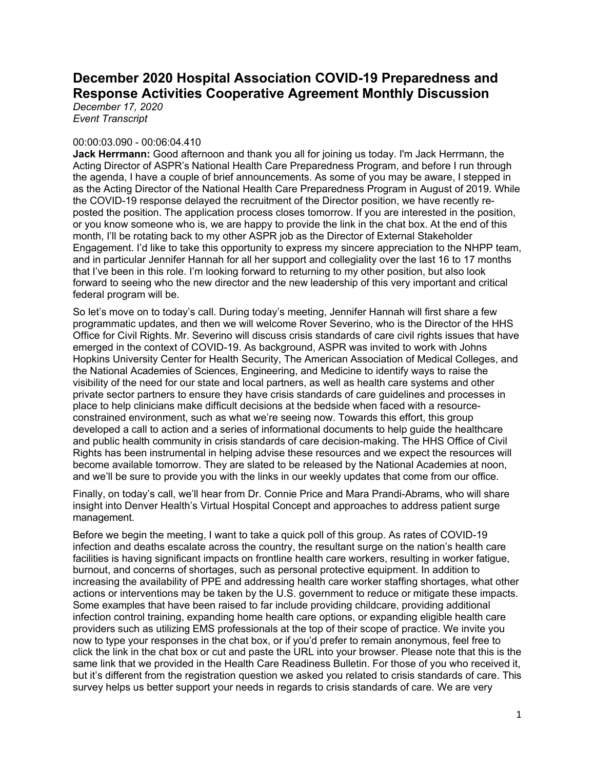# December 2020 Hospital Association COVID-19 Preparedness and Response Activities Cooperative Agreement Monthly Discussion

*December 17, 2020*
*Event Transcript*

00:00:03.090 - 00:06:04.410

**Jack Herrmann:** Good afternoon and thank you all for joining us today. I'm Jack Herrmann, the Acting Director of ASPR's National Health Care Preparedness Program, and before I run through the agenda, I have a couple of brief announcements. As some of you may be aware, I stepped in as the Acting Director of the National Health Care Preparedness Program in August of 2019. While the COVID-19 response delayed the recruitment of the Director position, we have recently re-posted the position. The application process closes tomorrow. If you are interested in the position, or you know someone who is, we are happy to provide the link in the chat box. At the end of this month, I'll be rotating back to my other ASPR job as the Director of External Stakeholder Engagement. I'd like to take this opportunity to express my sincere appreciation to the NHPP team, and in particular Jennifer Hannah for all her support and collegiality over the last 16 to 17 months that I've been in this role. I'm looking forward to returning to my other position, but also look forward to seeing who the new director and the new leadership of this very important and critical federal program will be.

So let's move on to today's call. During today's meeting, Jennifer Hannah will first share a few programmatic updates, and then we will welcome Rover Severino, who is the Director of the HHS Office for Civil Rights. Mr. Severino will discuss crisis standards of care civil rights issues that have emerged in the context of COVID-19. As background, ASPR was invited to work with Johns Hopkins University Center for Health Security, The American Association of Medical Colleges, and the National Academies of Sciences, Engineering, and Medicine to identify ways to raise the visibility of the need for our state and local partners, as well as health care systems and other private sector partners to ensure they have crisis standards of care guidelines and processes in place to help clinicians make difficult decisions at the bedside when faced with a resource-constrained environment, such as what we're seeing now. Towards this effort, this group developed a call to action and a series of informational documents to help guide the healthcare and public health community in crisis standards of care decision-making. The HHS Office of Civil Rights has been instrumental in helping advise these resources and we expect the resources will become available tomorrow. They are slated to be released by the National Academies at noon, and we'll be sure to provide you with the links in our weekly updates that come from our office.

Finally, on today's call, we'll hear from Dr. Connie Price and Mara Prandi-Abrams, who will share insight into Denver Health's Virtual Hospital Concept and approaches to address patient surge management.

Before we begin the meeting, I want to take a quick poll of this group. As rates of COVID-19 infection and deaths escalate across the country, the resultant surge on the nation's health care facilities is having significant impacts on frontline health care workers, resulting in worker fatigue, burnout, and concerns of shortages, such as personal protective equipment. In addition to increasing the availability of PPE and addressing health care worker staffing shortages, what other actions or interventions may be taken by the U.S. government to reduce or mitigate these impacts. Some examples that have been raised to far include providing childcare, providing additional infection control training, expanding home health care options, or expanding eligible health care providers such as utilizing EMS professionals at the top of their scope of practice. We invite you now to type your responses in the chat box, or if you'd prefer to remain anonymous, feel free to click the link in the chat box or cut and paste the URL into your browser. Please note that this is the same link that we provided in the Health Care Readiness Bulletin. For those of you who received it, but it's different from the registration question we asked you related to crisis standards of care. This survey helps us better support your needs in regards to crisis standards of care. We are very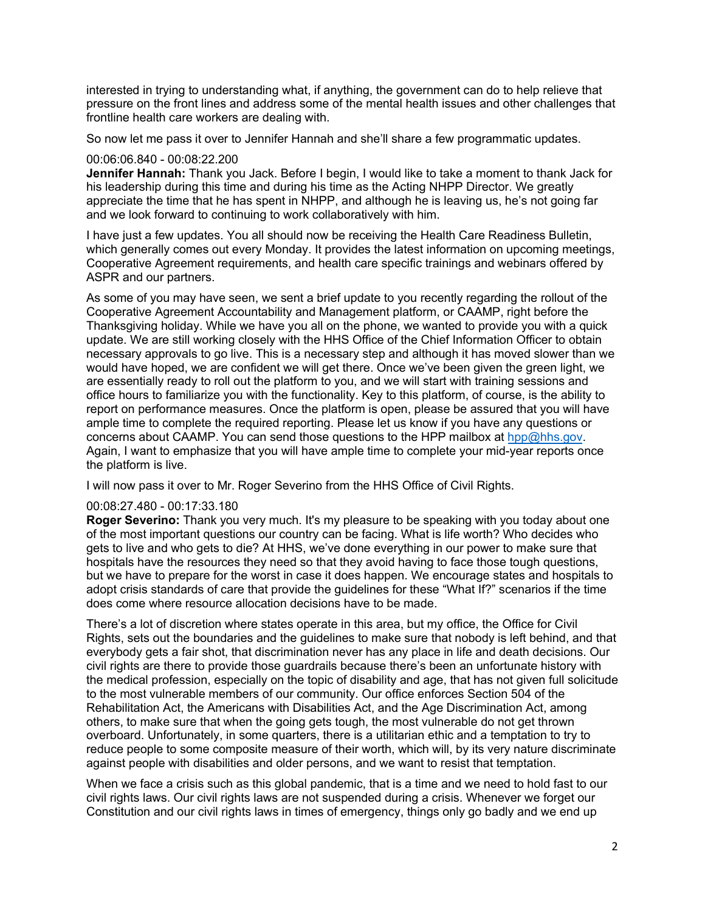interested in trying to understanding what, if anything, the government can do to help relieve that pressure on the front lines and address some of the mental health issues and other challenges that frontline health care workers are dealing with.

So now let me pass it over to Jennifer Hannah and she'll share a few programmatic updates.

00:06:06.840 - 00:08:22.200

**Jennifer Hannah:** Thank you Jack. Before I begin, I would like to take a moment to thank Jack for his leadership during this time and during his time as the Acting NHPP Director. We greatly appreciate the time that he has spent in NHPP, and although he is leaving us, he's not going far and we look forward to continuing to work collaboratively with him.

I have just a few updates. You all should now be receiving the Health Care Readiness Bulletin, which generally comes out every Monday. It provides the latest information on upcoming meetings, Cooperative Agreement requirements, and health care specific trainings and webinars offered by ASPR and our partners.

As some of you may have seen, we sent a brief update to you recently regarding the rollout of the Cooperative Agreement Accountability and Management platform, or CAAMP, right before the Thanksgiving holiday. While we have you all on the phone, we wanted to provide you with a quick update. We are still working closely with the HHS Office of the Chief Information Officer to obtain necessary approvals to go live. This is a necessary step and although it has moved slower than we would have hoped, we are confident we will get there. Once we've been given the green light, we are essentially ready to roll out the platform to you, and we will start with training sessions and office hours to familiarize you with the functionality. Key to this platform, of course, is the ability to report on performance measures. Once the platform is open, please be assured that you will have ample time to complete the required reporting. Please let us know if you have any questions or concerns about CAAMP. You can send those questions to the HPP mailbox at hpp@hhs.gov. Again, I want to emphasize that you will have ample time to complete your mid-year reports once the platform is live.

I will now pass it over to Mr. Roger Severino from the HHS Office of Civil Rights.

00:08:27.480 - 00:17:33.180

**Roger Severino:** Thank you very much. It's my pleasure to be speaking with you today about one of the most important questions our country can be facing. What is life worth? Who decides who gets to live and who gets to die? At HHS, we've done everything in our power to make sure that hospitals have the resources they need so that they avoid having to face those tough questions, but we have to prepare for the worst in case it does happen. We encourage states and hospitals to adopt crisis standards of care that provide the guidelines for these "What If?" scenarios if the time does come where resource allocation decisions have to be made.

There's a lot of discretion where states operate in this area, but my office, the Office for Civil Rights, sets out the boundaries and the guidelines to make sure that nobody is left behind, and that everybody gets a fair shot, that discrimination never has any place in life and death decisions. Our civil rights are there to provide those guardrails because there's been an unfortunate history with the medical profession, especially on the topic of disability and age, that has not given full solicitude to the most vulnerable members of our community. Our office enforces Section 504 of the Rehabilitation Act, the Americans with Disabilities Act, and the Age Discrimination Act, among others, to make sure that when the going gets tough, the most vulnerable do not get thrown overboard. Unfortunately, in some quarters, there is a utilitarian ethic and a temptation to try to reduce people to some composite measure of their worth, which will, by its very nature discriminate against people with disabilities and older persons, and we want to resist that temptation.

When we face a crisis such as this global pandemic, that is a time and we need to hold fast to our civil rights laws. Our civil rights laws are not suspended during a crisis. Whenever we forget our Constitution and our civil rights laws in times of emergency, things only go badly and we end up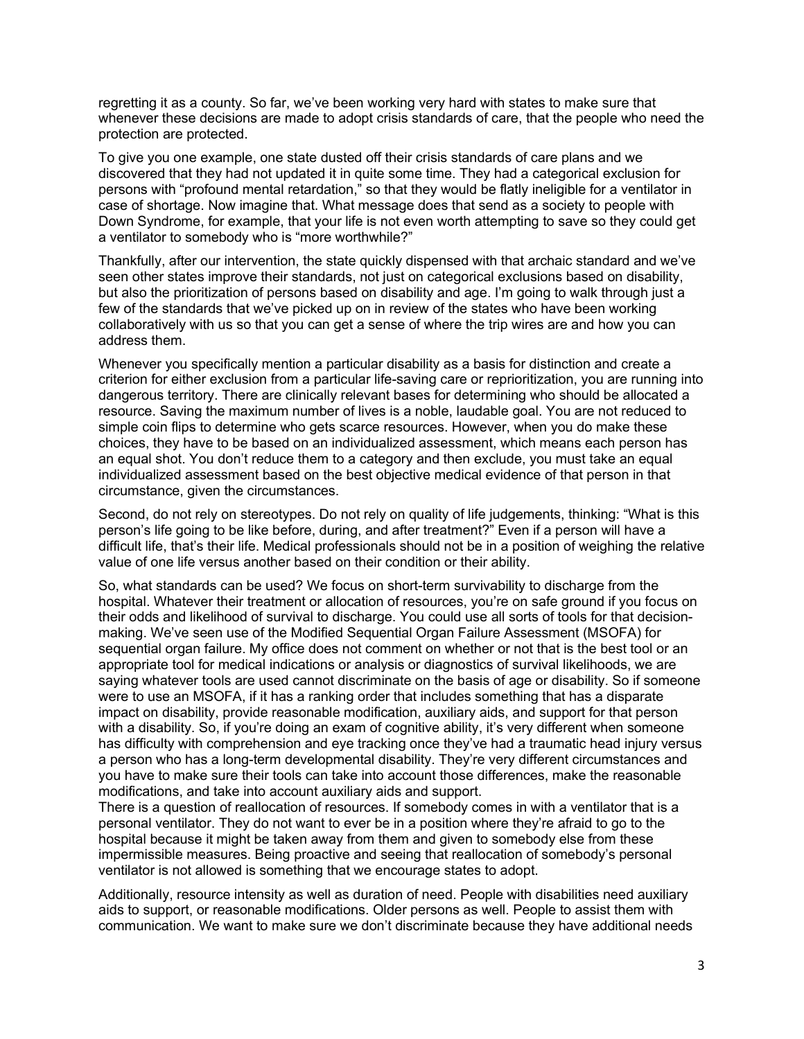regretting it as a county. So far, we've been working very hard with states to make sure that whenever these decisions are made to adopt crisis standards of care, that the people who need the protection are protected.

To give you one example, one state dusted off their crisis standards of care plans and we discovered that they had not updated it in quite some time. They had a categorical exclusion for persons with "profound mental retardation," so that they would be flatly ineligible for a ventilator in case of shortage. Now imagine that. What message does that send as a society to people with Down Syndrome, for example, that your life is not even worth attempting to save so they could get a ventilator to somebody who is "more worthwhile?"

Thankfully, after our intervention, the state quickly dispensed with that archaic standard and we've seen other states improve their standards, not just on categorical exclusions based on disability, but also the prioritization of persons based on disability and age. I'm going to walk through just a few of the standards that we've picked up on in review of the states who have been working collaboratively with us so that you can get a sense of where the trip wires are and how you can address them.

Whenever you specifically mention a particular disability as a basis for distinction and create a criterion for either exclusion from a particular life-saving care or reprioritization, you are running into dangerous territory. There are clinically relevant bases for determining who should be allocated a resource. Saving the maximum number of lives is a noble, laudable goal. You are not reduced to simple coin flips to determine who gets scarce resources. However, when you do make these choices, they have to be based on an individualized assessment, which means each person has an equal shot. You don't reduce them to a category and then exclude, you must take an equal individualized assessment based on the best objective medical evidence of that person in that circumstance, given the circumstances.

Second, do not rely on stereotypes. Do not rely on quality of life judgements, thinking: "What is this person's life going to be like before, during, and after treatment?" Even if a person will have a difficult life, that's their life. Medical professionals should not be in a position of weighing the relative value of one life versus another based on their condition or their ability.

So, what standards can be used? We focus on short-term survivability to discharge from the hospital. Whatever their treatment or allocation of resources, you're on safe ground if you focus on their odds and likelihood of survival to discharge. You could use all sorts of tools for that decision-making. We've seen use of the Modified Sequential Organ Failure Assessment (MSOFA) for sequential organ failure. My office does not comment on whether or not that is the best tool or an appropriate tool for medical indications or analysis or diagnostics of survival likelihoods, we are saying whatever tools are used cannot discriminate on the basis of age or disability. So if someone were to use an MSOFA, if it has a ranking order that includes something that has a disparate impact on disability, provide reasonable modification, auxiliary aids, and support for that person with a disability. So, if you're doing an exam of cognitive ability, it's very different when someone has difficulty with comprehension and eye tracking once they've had a traumatic head injury versus a person who has a long-term developmental disability. They're very different circumstances and you have to make sure their tools can take into account those differences, make the reasonable modifications, and take into account auxiliary aids and support.

There is a question of reallocation of resources. If somebody comes in with a ventilator that is a personal ventilator. They do not want to ever be in a position where they're afraid to go to the hospital because it might be taken away from them and given to somebody else from these impermissible measures. Being proactive and seeing that reallocation of somebody's personal ventilator is not allowed is something that we encourage states to adopt.

Additionally, resource intensity as well as duration of need. People with disabilities need auxiliary aids to support, or reasonable modifications. Older persons as well. People to assist them with communication. We want to make sure we don't discriminate because they have additional needs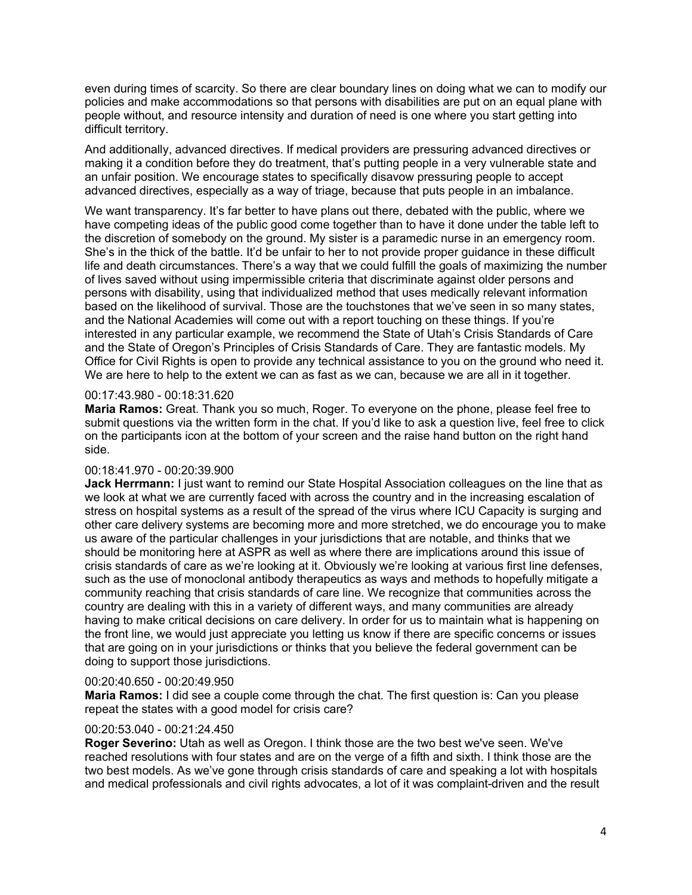even during times of scarcity. So there are clear boundary lines on doing what we can to modify our policies and make accommodations so that persons with disabilities are put on an equal plane with people without, and resource intensity and duration of need is one where you start getting into difficult territory.

And additionally, advanced directives. If medical providers are pressuring advanced directives or making it a condition before they do treatment, that's putting people in a very vulnerable state and an unfair position. We encourage states to specifically disavow pressuring people to accept advanced directives, especially as a way of triage, because that puts people in an imbalance.

We want transparency. It's far better to have plans out there, debated with the public, where we have competing ideas of the public good come together than to have it done under the table left to the discretion of somebody on the ground. My sister is a paramedic nurse in an emergency room. She's in the thick of the battle. It'd be unfair to her to not provide proper guidance in these difficult life and death circumstances. There's a way that we could fulfill the goals of maximizing the number of lives saved without using impermissible criteria that discriminate against older persons and persons with disability, using that individualized method that uses medically relevant information based on the likelihood of survival. Those are the touchstones that we've seen in so many states, and the National Academies will come out with a report touching on these things. If you're interested in any particular example, we recommend the State of Utah's Crisis Standards of Care and the State of Oregon's Principles of Crisis Standards of Care. They are fantastic models. My Office for Civil Rights is open to provide any technical assistance to you on the ground who need it. We are here to help to the extent we can as fast as we can, because we are all in it together.

00:17:43.980 - 00:18:31.620

**Maria Ramos:** Great. Thank you so much, Roger. To everyone on the phone, please feel free to submit questions via the written form in the chat. If you'd like to ask a question live, feel free to click on the participants icon at the bottom of your screen and the raise hand button on the right hand side.

00:18:41.970 - 00:20:39.900

**Jack Herrmann:** I just want to remind our State Hospital Association colleagues on the line that as we look at what we are currently faced with across the country and in the increasing escalation of stress on hospital systems as a result of the spread of the virus where ICU Capacity is surging and other care delivery systems are becoming more and more stretched, we do encourage you to make us aware of the particular challenges in your jurisdictions that are notable, and thinks that we should be monitoring here at ASPR as well as where there are implications around this issue of crisis standards of care as we're looking at it. Obviously we're looking at various first line defenses, such as the use of monoclonal antibody therapeutics as ways and methods to hopefully mitigate a community reaching that crisis standards of care line. We recognize that communities across the country are dealing with this in a variety of different ways, and many communities are already having to make critical decisions on care delivery. In order for us to maintain what is happening on the front line, we would just appreciate you letting us know if there are specific concerns or issues that are going on in your jurisdictions or thinks that you believe the federal government can be doing to support those jurisdictions.

00:20:40.650 - 00:20:49.950

**Maria Ramos:** I did see a couple come through the chat. The first question is: Can you please repeat the states with a good model for crisis care?

00:20:53.040 - 00:21:24.450

**Roger Severino:** Utah as well as Oregon. I think those are the two best we've seen. We've reached resolutions with four states and are on the verge of a fifth and sixth. I think those are the two best models. As we've gone through crisis standards of care and speaking a lot with hospitals and medical professionals and civil rights advocates, a lot of it was complaint-driven and the result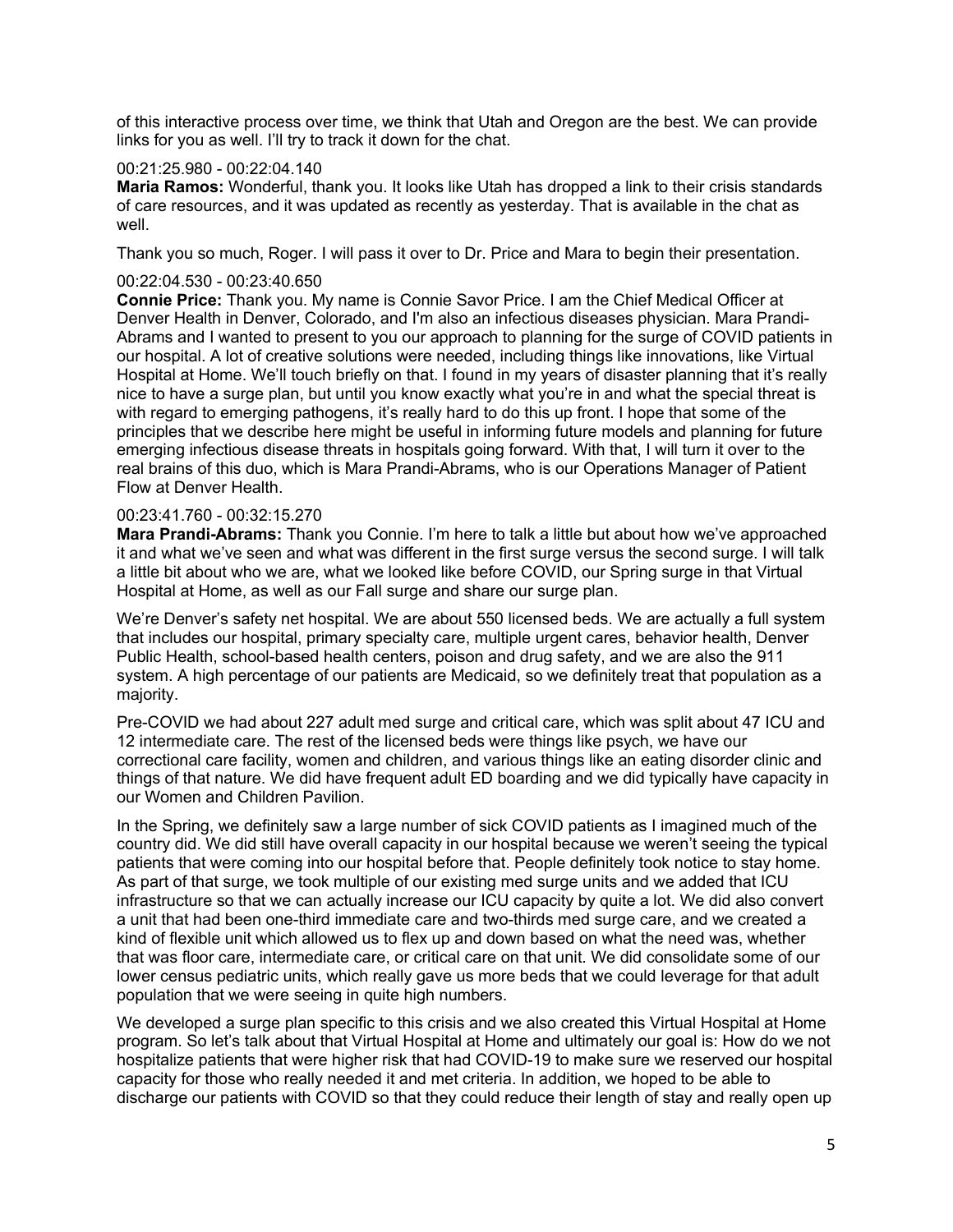of this interactive process over time, we think that Utah and Oregon are the best. We can provide links for you as well. I'll try to track it down for the chat.

00:21:25.980 - 00:22:04.140

**Maria Ramos:** Wonderful, thank you. It looks like Utah has dropped a link to their crisis standards of care resources, and it was updated as recently as yesterday. That is available in the chat as well.

Thank you so much, Roger. I will pass it over to Dr. Price and Mara to begin their presentation.

00:22:04.530 - 00:23:40.650

**Connie Price:** Thank you. My name is Connie Savor Price. I am the Chief Medical Officer at Denver Health in Denver, Colorado, and I'm also an infectious diseases physician. Mara Prandi-Abrams and I wanted to present to you our approach to planning for the surge of COVID patients in our hospital. A lot of creative solutions were needed, including things like innovations, like Virtual Hospital at Home. We'll touch briefly on that. I found in my years of disaster planning that it's really nice to have a surge plan, but until you know exactly what you're in and what the special threat is with regard to emerging pathogens, it's really hard to do this up front. I hope that some of the principles that we describe here might be useful in informing future models and planning for future emerging infectious disease threats in hospitals going forward. With that, I will turn it over to the real brains of this duo, which is Mara Prandi-Abrams, who is our Operations Manager of Patient Flow at Denver Health.

00:23:41.760 - 00:32:15.270

**Mara Prandi-Abrams:** Thank you Connie. I'm here to talk a little but about how we've approached it and what we've seen and what was different in the first surge versus the second surge. I will talk a little bit about who we are, what we looked like before COVID, our Spring surge in that Virtual Hospital at Home, as well as our Fall surge and share our surge plan.

We're Denver's safety net hospital. We are about 550 licensed beds. We are actually a full system that includes our hospital, primary specialty care, multiple urgent cares, behavior health, Denver Public Health, school-based health centers, poison and drug safety, and we are also the 911 system. A high percentage of our patients are Medicaid, so we definitely treat that population as a majority.

Pre-COVID we had about 227 adult med surge and critical care, which was split about 47 ICU and 12 intermediate care. The rest of the licensed beds were things like psych, we have our correctional care facility, women and children, and various things like an eating disorder clinic and things of that nature. We did have frequent adult ED boarding and we did typically have capacity in our Women and Children Pavilion.

In the Spring, we definitely saw a large number of sick COVID patients as I imagined much of the country did. We did still have overall capacity in our hospital because we weren't seeing the typical patients that were coming into our hospital before that. People definitely took notice to stay home. As part of that surge, we took multiple of our existing med surge units and we added that ICU infrastructure so that we can actually increase our ICU capacity by quite a lot. We did also convert a unit that had been one-third immediate care and two-thirds med surge care, and we created a kind of flexible unit which allowed us to flex up and down based on what the need was, whether that was floor care, intermediate care, or critical care on that unit. We did consolidate some of our lower census pediatric units, which really gave us more beds that we could leverage for that adult population that we were seeing in quite high numbers.

We developed a surge plan specific to this crisis and we also created this Virtual Hospital at Home program. So let's talk about that Virtual Hospital at Home and ultimately our goal is: How do we not hospitalize patients that were higher risk that had COVID-19 to make sure we reserved our hospital capacity for those who really needed it and met criteria. In addition, we hoped to be able to discharge our patients with COVID so that they could reduce their length of stay and really open up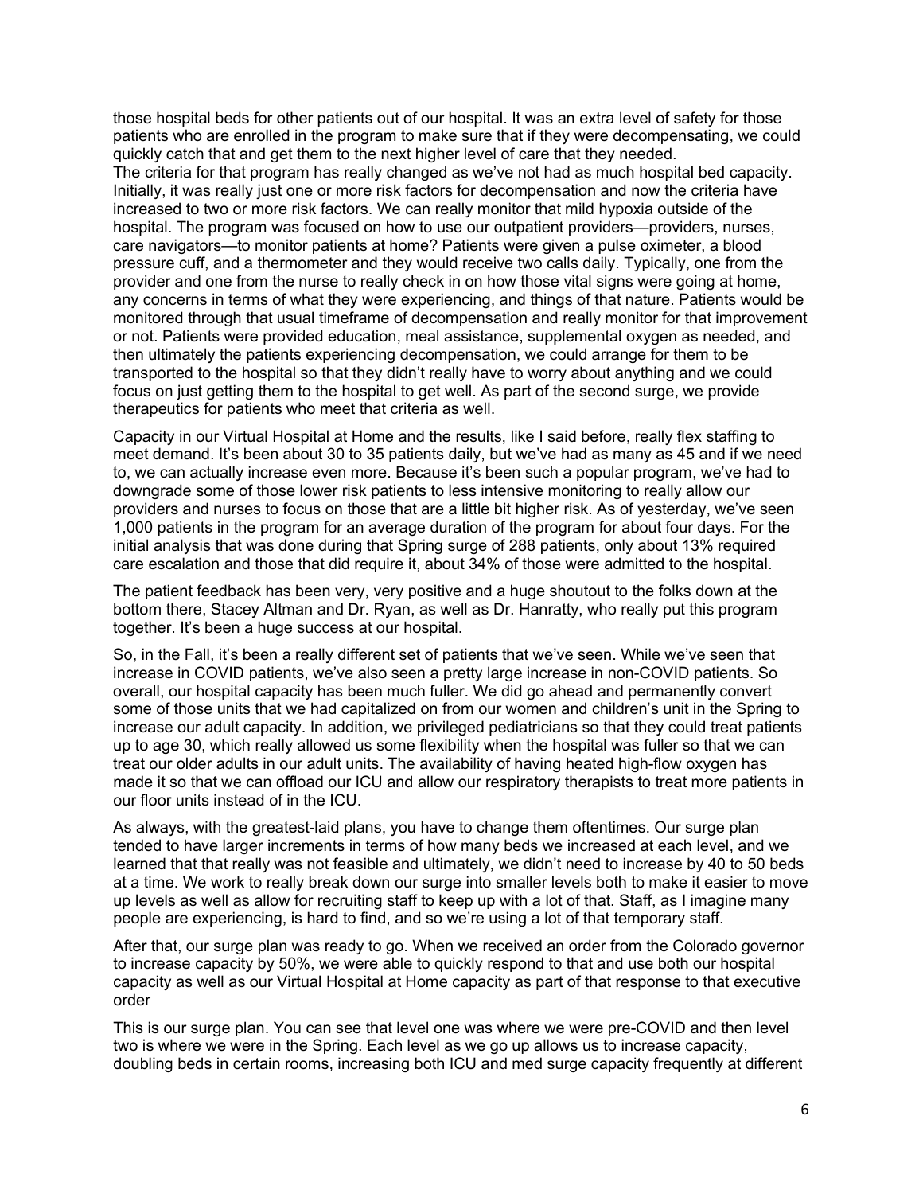those hospital beds for other patients out of our hospital. It was an extra level of safety for those patients who are enrolled in the program to make sure that if they were decompensating, we could quickly catch that and get them to the next higher level of care that they needed.
The criteria for that program has really changed as we've not had as much hospital bed capacity. Initially, it was really just one or more risk factors for decompensation and now the criteria have increased to two or more risk factors. We can really monitor that mild hypoxia outside of the hospital. The program was focused on how to use our outpatient providers—providers, nurses, care navigators—to monitor patients at home? Patients were given a pulse oximeter, a blood pressure cuff, and a thermometer and they would receive two calls daily. Typically, one from the provider and one from the nurse to really check in on how those vital signs were going at home, any concerns in terms of what they were experiencing, and things of that nature. Patients would be monitored through that usual timeframe of decompensation and really monitor for that improvement or not. Patients were provided education, meal assistance, supplemental oxygen as needed, and then ultimately the patients experiencing decompensation, we could arrange for them to be transported to the hospital so that they didn't really have to worry about anything and we could focus on just getting them to the hospital to get well. As part of the second surge, we provide therapeutics for patients who meet that criteria as well.

Capacity in our Virtual Hospital at Home and the results, like I said before, really flex staffing to meet demand. It's been about 30 to 35 patients daily, but we've had as many as 45 and if we need to, we can actually increase even more. Because it's been such a popular program, we've had to downgrade some of those lower risk patients to less intensive monitoring to really allow our providers and nurses to focus on those that are a little bit higher risk. As of yesterday, we've seen 1,000 patients in the program for an average duration of the program for about four days. For the initial analysis that was done during that Spring surge of 288 patients, only about 13% required care escalation and those that did require it, about 34% of those were admitted to the hospital.

The patient feedback has been very, very positive and a huge shoutout to the folks down at the bottom there, Stacey Altman and Dr. Ryan, as well as Dr. Hanratty, who really put this program together. It's been a huge success at our hospital.

So, in the Fall, it's been a really different set of patients that we've seen. While we've seen that increase in COVID patients, we've also seen a pretty large increase in non-COVID patients. So overall, our hospital capacity has been much fuller. We did go ahead and permanently convert some of those units that we had capitalized on from our women and children's unit in the Spring to increase our adult capacity. In addition, we privileged pediatricians so that they could treat patients up to age 30, which really allowed us some flexibility when the hospital was fuller so that we can treat our older adults in our adult units. The availability of having heated high-flow oxygen has made it so that we can offload our ICU and allow our respiratory therapists to treat more patients in our floor units instead of in the ICU.

As always, with the greatest-laid plans, you have to change them oftentimes. Our surge plan tended to have larger increments in terms of how many beds we increased at each level, and we learned that that really was not feasible and ultimately, we didn't need to increase by 40 to 50 beds at a time. We work to really break down our surge into smaller levels both to make it easier to move up levels as well as allow for recruiting staff to keep up with a lot of that. Staff, as I imagine many people are experiencing, is hard to find, and so we're using a lot of that temporary staff.

After that, our surge plan was ready to go. When we received an order from the Colorado governor to increase capacity by 50%, we were able to quickly respond to that and use both our hospital capacity as well as our Virtual Hospital at Home capacity as part of that response to that executive order

This is our surge plan. You can see that level one was where we were pre-COVID and then level two is where we were in the Spring. Each level as we go up allows us to increase capacity, doubling beds in certain rooms, increasing both ICU and med surge capacity frequently at different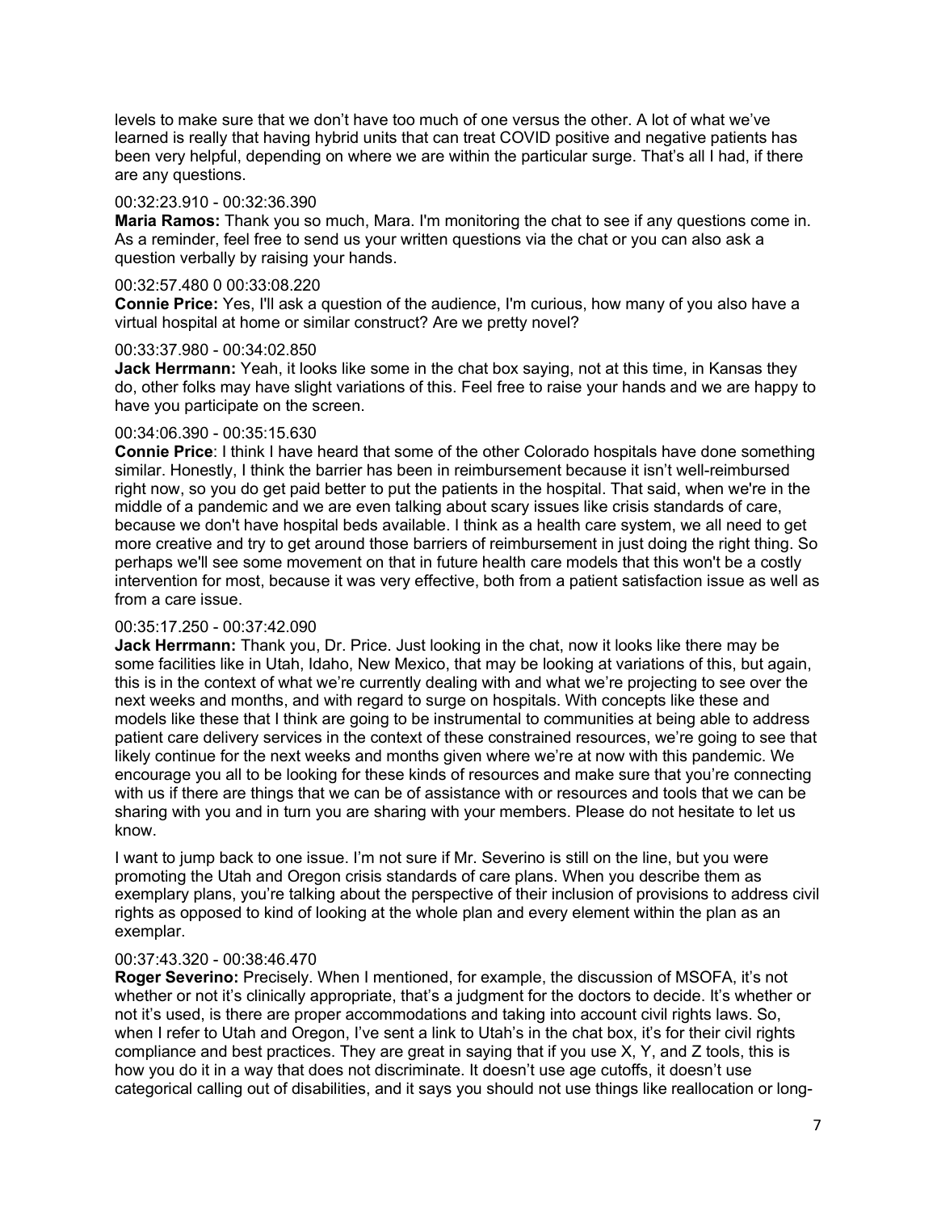levels to make sure that we don't have too much of one versus the other. A lot of what we've learned is really that having hybrid units that can treat COVID positive and negative patients has been very helpful, depending on where we are within the particular surge. That's all I had, if there are any questions.

00:32:23.910 - 00:32:36.390

**Maria Ramos:** Thank you so much, Mara. I'm monitoring the chat to see if any questions come in. As a reminder, feel free to send us your written questions via the chat or you can also ask a question verbally by raising your hands.

00:32:57.480 0 00:33:08.220

**Connie Price:** Yes, I'll ask a question of the audience, I'm curious, how many of you also have a virtual hospital at home or similar construct? Are we pretty novel?

00:33:37.980 - 00:34:02.850

**Jack Herrmann:** Yeah, it looks like some in the chat box saying, not at this time, in Kansas they do, other folks may have slight variations of this. Feel free to raise your hands and we are happy to have you participate on the screen.

00:34:06.390 - 00:35:15.630

**Connie Price**: I think I have heard that some of the other Colorado hospitals have done something similar. Honestly, I think the barrier has been in reimbursement because it isn't well-reimbursed right now, so you do get paid better to put the patients in the hospital. That said, when we're in the middle of a pandemic and we are even talking about scary issues like crisis standards of care, because we don't have hospital beds available. I think as a health care system, we all need to get more creative and try to get around those barriers of reimbursement in just doing the right thing. So perhaps we'll see some movement on that in future health care models that this won't be a costly intervention for most, because it was very effective, both from a patient satisfaction issue as well as from a care issue.

00:35:17.250 - 00:37:42.090

**Jack Herrmann:** Thank you, Dr. Price. Just looking in the chat, now it looks like there may be some facilities like in Utah, Idaho, New Mexico, that may be looking at variations of this, but again, this is in the context of what we're currently dealing with and what we're projecting to see over the next weeks and months, and with regard to surge on hospitals. With concepts like these and models like these that I think are going to be instrumental to communities at being able to address patient care delivery services in the context of these constrained resources, we're going to see that likely continue for the next weeks and months given where we're at now with this pandemic. We encourage you all to be looking for these kinds of resources and make sure that you're connecting with us if there are things that we can be of assistance with or resources and tools that we can be sharing with you and in turn you are sharing with your members. Please do not hesitate to let us know.

I want to jump back to one issue. I'm not sure if Mr. Severino is still on the line, but you were promoting the Utah and Oregon crisis standards of care plans. When you describe them as exemplary plans, you're talking about the perspective of their inclusion of provisions to address civil rights as opposed to kind of looking at the whole plan and every element within the plan as an exemplar.

00:37:43.320 - 00:38:46.470

**Roger Severino:** Precisely. When I mentioned, for example, the discussion of MSOFA, it's not whether or not it's clinically appropriate, that's a judgment for the doctors to decide. It's whether or not it's used, is there are proper accommodations and taking into account civil rights laws. So, when I refer to Utah and Oregon, I've sent a link to Utah's in the chat box, it's for their civil rights compliance and best practices. They are great in saying that if you use X, Y, and Z tools, this is how you do it in a way that does not discriminate. It doesn't use age cutoffs, it doesn't use categorical calling out of disabilities, and it says you should not use things like reallocation or long-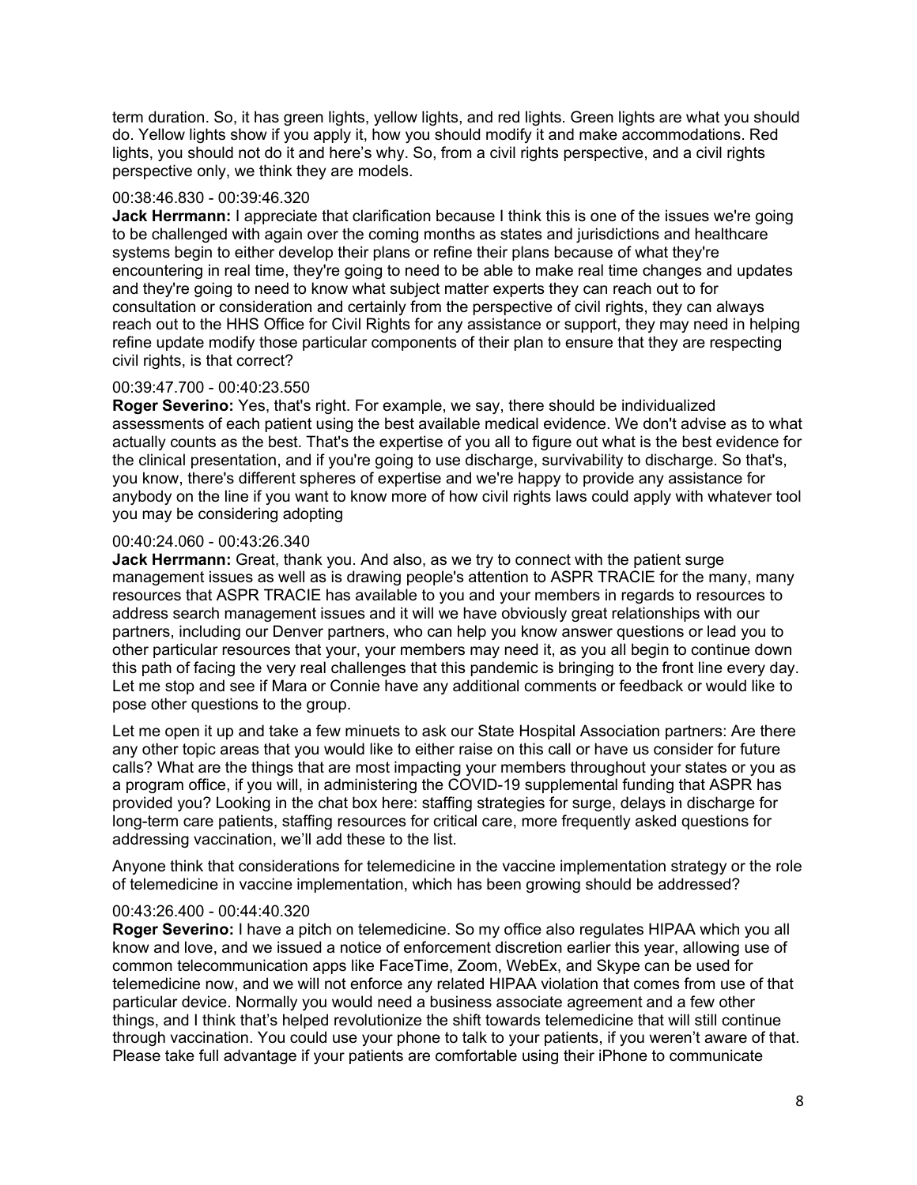term duration. So, it has green lights, yellow lights, and red lights. Green lights are what you should do. Yellow lights show if you apply it, how you should modify it and make accommodations. Red lights, you should not do it and here's why. So, from a civil rights perspective, and a civil rights perspective only, we think they are models.

00:38:46.830 - 00:39:46.320

**Jack Herrmann:** I appreciate that clarification because I think this is one of the issues we're going to be challenged with again over the coming months as states and jurisdictions and healthcare systems begin to either develop their plans or refine their plans because of what they're encountering in real time, they're going to need to be able to make real time changes and updates and they're going to need to know what subject matter experts they can reach out to for consultation or consideration and certainly from the perspective of civil rights, they can always reach out to the HHS Office for Civil Rights for any assistance or support, they may need in helping refine update modify those particular components of their plan to ensure that they are respecting civil rights, is that correct?

00:39:47.700 - 00:40:23.550

**Roger Severino:** Yes, that's right. For example, we say, there should be individualized assessments of each patient using the best available medical evidence. We don't advise as to what actually counts as the best. That's the expertise of you all to figure out what is the best evidence for the clinical presentation, and if you're going to use discharge, survivability to discharge. So that's, you know, there's different spheres of expertise and we're happy to provide any assistance for anybody on the line if you want to know more of how civil rights laws could apply with whatever tool you may be considering adopting

00:40:24.060 - 00:43:26.340

**Jack Herrmann:** Great, thank you. And also, as we try to connect with the patient surge management issues as well as is drawing people's attention to ASPR TRACIE for the many, many resources that ASPR TRACIE has available to you and your members in regards to resources to address search management issues and it will we have obviously great relationships with our partners, including our Denver partners, who can help you know answer questions or lead you to other particular resources that your, your members may need it, as you all begin to continue down this path of facing the very real challenges that this pandemic is bringing to the front line every day. Let me stop and see if Mara or Connie have any additional comments or feedback or would like to pose other questions to the group.

Let me open it up and take a few minuets to ask our State Hospital Association partners: Are there any other topic areas that you would like to either raise on this call or have us consider for future calls? What are the things that are most impacting your members throughout your states or you as a program office, if you will, in administering the COVID-19 supplemental funding that ASPR has provided you? Looking in the chat box here: staffing strategies for surge, delays in discharge for long-term care patients, staffing resources for critical care, more frequently asked questions for addressing vaccination, we'll add these to the list.

Anyone think that considerations for telemedicine in the vaccine implementation strategy or the role of telemedicine in vaccine implementation, which has been growing should be addressed?

00:43:26.400 - 00:44:40.320

**Roger Severino:** I have a pitch on telemedicine. So my office also regulates HIPAA which you all know and love, and we issued a notice of enforcement discretion earlier this year, allowing use of common telecommunication apps like FaceTime, Zoom, WebEx, and Skype can be used for telemedicine now, and we will not enforce any related HIPAA violation that comes from use of that particular device. Normally you would need a business associate agreement and a few other things, and I think that's helped revolutionize the shift towards telemedicine that will still continue through vaccination. You could use your phone to talk to your patients, if you weren't aware of that. Please take full advantage if your patients are comfortable using their iPhone to communicate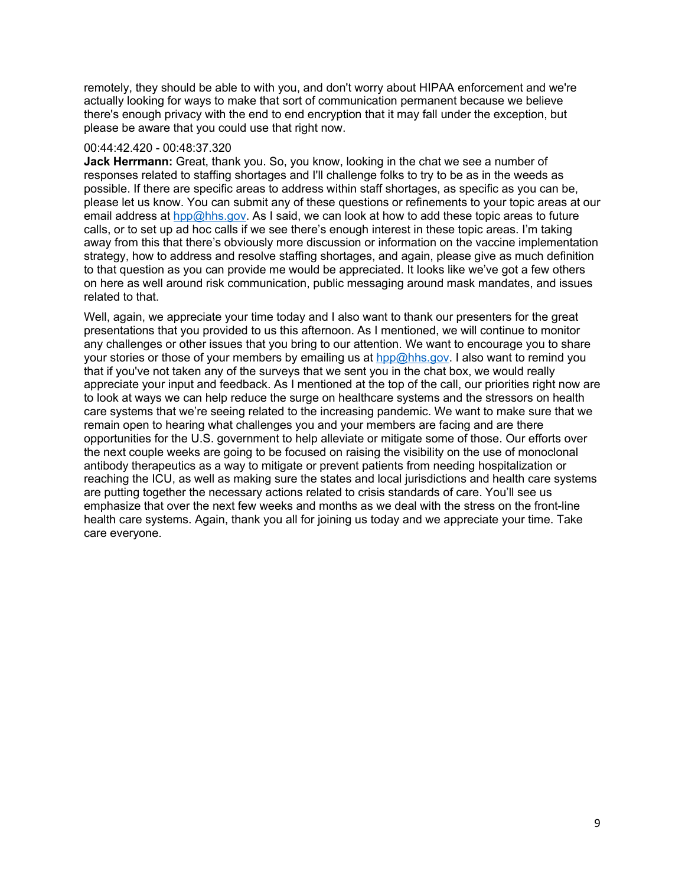remotely, they should be able to with you, and don't worry about HIPAA enforcement and we're actually looking for ways to make that sort of communication permanent because we believe there's enough privacy with the end to end encryption that it may fall under the exception, but please be aware that you could use that right now.

00:44:42.420 - 00:48:37.320

**Jack Herrmann:** Great, thank you. So, you know, looking in the chat we see a number of responses related to staffing shortages and I'll challenge folks to try to be as in the weeds as possible. If there are specific areas to address within staff shortages, as specific as you can be, please let us know. You can submit any of these questions or refinements to your topic areas at our email address at hpp@hhs.gov. As I said, we can look at how to add these topic areas to future calls, or to set up ad hoc calls if we see there's enough interest in these topic areas. I'm taking away from this that there's obviously more discussion or information on the vaccine implementation strategy, how to address and resolve staffing shortages, and again, please give as much definition to that question as you can provide me would be appreciated. It looks like we've got a few others on here as well around risk communication, public messaging around mask mandates, and issues related to that.

Well, again, we appreciate your time today and I also want to thank our presenters for the great presentations that you provided to us this afternoon. As I mentioned, we will continue to monitor any challenges or other issues that you bring to our attention. We want to encourage you to share your stories or those of your members by emailing us at hpp@hhs.gov. I also want to remind you that if you've not taken any of the surveys that we sent you in the chat box, we would really appreciate your input and feedback. As I mentioned at the top of the call, our priorities right now are to look at ways we can help reduce the surge on healthcare systems and the stressors on health care systems that we're seeing related to the increasing pandemic. We want to make sure that we remain open to hearing what challenges you and your members are facing and are there opportunities for the U.S. government to help alleviate or mitigate some of those. Our efforts over the next couple weeks are going to be focused on raising the visibility on the use of monoclonal antibody therapeutics as a way to mitigate or prevent patients from needing hospitalization or reaching the ICU, as well as making sure the states and local jurisdictions and health care systems are putting together the necessary actions related to crisis standards of care. You'll see us emphasize that over the next few weeks and months as we deal with the stress on the front-line health care systems. Again, thank you all for joining us today and we appreciate your time. Take care everyone.